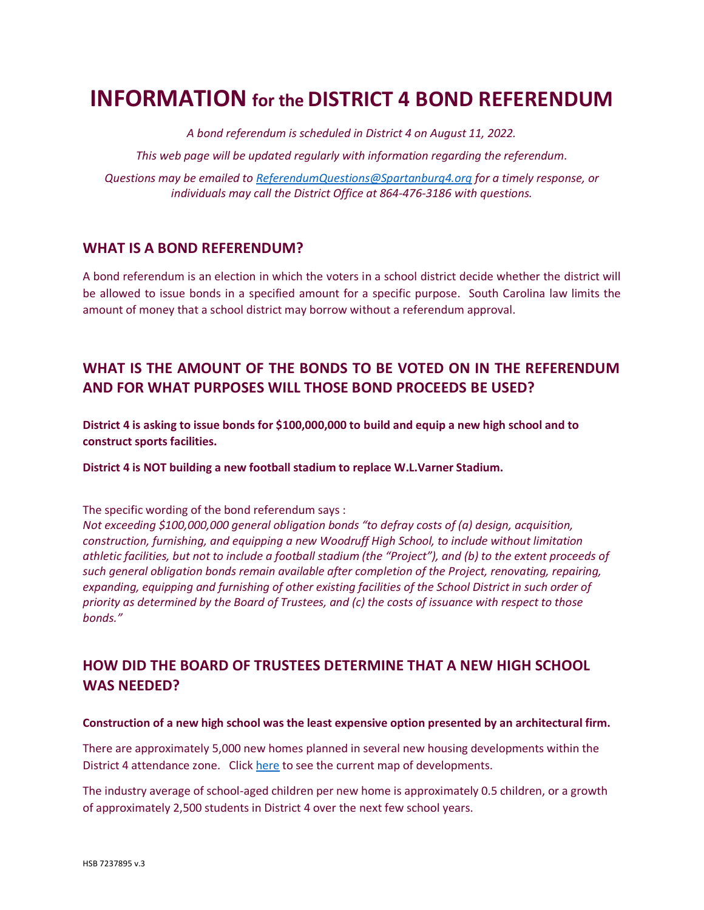# INFORMATION for the DISTRICT 4 BOND REFERENDUM

*A bond referendum is scheduled in District 4 on August 11, 2022.*

*This web page will be updated regularly with information regarding the referendum.*

*Questions may be emailed to [ReferendumQuestions@Spartanburg4.org](mailto:ReferendumQuestions@Spartanburg4.org) for a timely response, or individuals may call the District Office at 864-476-3186 with questions.*

## WHAT IS A BOND REFERENDUM?

A bond referendum is an election in which the voters in a school district decide whether the district will be allowed to issue bonds in a specified amount for a specific purpose. South Carolina law limits the amount of money that a school district may borrow without a referendum approval.

## WHAT IS THE AMOUNT OF THE BONDS TO BE VOTED ON IN THE REFERENDUM AND FOR WHAT PURPOSES WILL THOSE BOND PROCEEDS BE USED?

**District 4 is asking to issue bonds for $100,000,000 to build and equip a new high school and to construct sports facilities.**

**District 4 is NOT building a new football stadium to replace W.L.Varner Stadium.**

The specific wording of the bond referendum says :
*Not exceeding $100,000,000 general obligation bonds "to defray costs of (a) design, acquisition, construction, furnishing, and equipping a new Woodruff High School, to include without limitation athletic facilities, but not to include a football stadium (the "Project"), and (b) to the extent proceeds of such general obligation bonds remain available after completion of the Project, renovating, repairing, expanding, equipping and furnishing of other existing facilities of the School District in such order of priority as determined by the Board of Trustees, and (c) the costs of issuance with respect to those bonds."*

## HOW DID THE BOARD OF TRUSTEES DETERMINE THAT A NEW HIGH SCHOOL WAS NEEDED?

**Construction of a new high school was the least expensive option presented by an architectural firm.**

There are approximately 5,000 new homes planned in several new housing developments within the District 4 attendance zone. Click here to see the current map of developments.

The industry average of school-aged children per new home is approximately 0.5 children, or a growth of approximately 2,500 students in District 4 over the next few school years.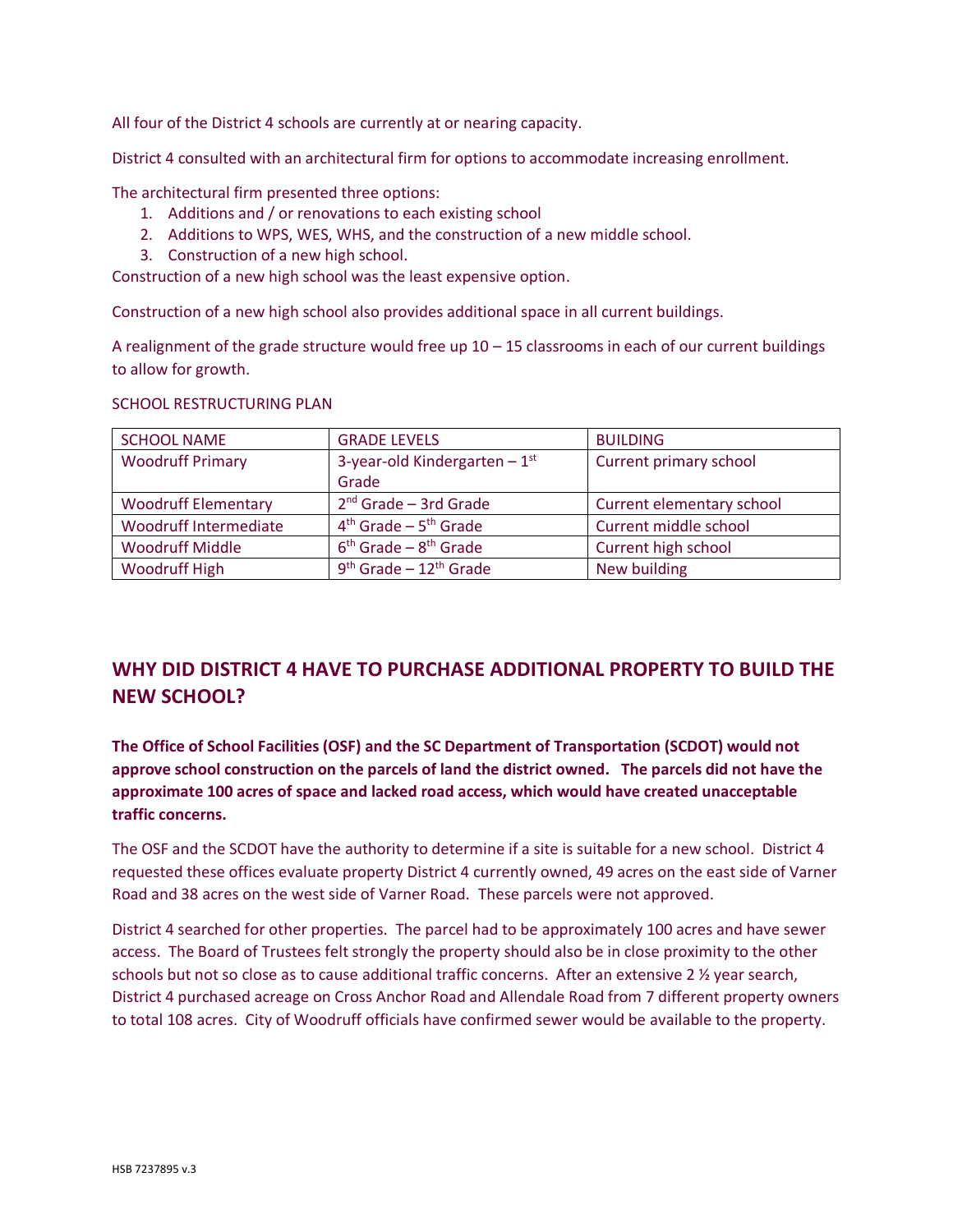All four of the District 4 schools are currently at or nearing capacity.

District 4 consulted with an architectural firm for options to accommodate increasing enrollment.

The architectural firm presented three options:

1. Additions and / or renovations to each existing school
2. Additions to WPS, WES, WHS, and the construction of a new middle school.
3. Construction of a new high school.

Construction of a new high school was the least expensive option.

Construction of a new high school also provides additional space in all current buildings.

A realignment of the grade structure would free up 10 – 15 classrooms in each of our current buildings to allow for growth.

SCHOOL RESTRUCTURING PLAN

| SCHOOL NAME | GRADE LEVELS | BUILDING |
|---|---|---|
| Woodruff Primary | 3-year-old Kindergarten – 1st Grade | Current primary school |
| Woodruff Elementary | 2nd Grade – 3rd Grade | Current elementary school |
| Woodruff Intermediate | 4th Grade – 5th Grade | Current middle school |
| Woodruff Middle | 6th Grade – 8th Grade | Current high school |
| Woodruff High | 9th Grade – 12th Grade | New building |

## WHY DID DISTRICT 4 HAVE TO PURCHASE ADDITIONAL PROPERTY TO BUILD THE NEW SCHOOL?

**The Office of School Facilities (OSF) and the SC Department of Transportation (SCDOT) would not approve school construction on the parcels of land the district owned. The parcels did not have the approximate 100 acres of space and lacked road access, which would have created unacceptable traffic concerns.**

The OSF and the SCDOT have the authority to determine if a site is suitable for a new school. District 4 requested these offices evaluate property District 4 currently owned, 49 acres on the east side of Varner Road and 38 acres on the west side of Varner Road. These parcels were not approved.

District 4 searched for other properties. The parcel had to be approximately 100 acres and have sewer access. The Board of Trustees felt strongly the property should also be in close proximity to the other schools but not so close as to cause additional traffic concerns. After an extensive 2 ½ year search, District 4 purchased acreage on Cross Anchor Road and Allendale Road from 7 different property owners to total 108 acres. City of Woodruff officials have confirmed sewer would be available to the property.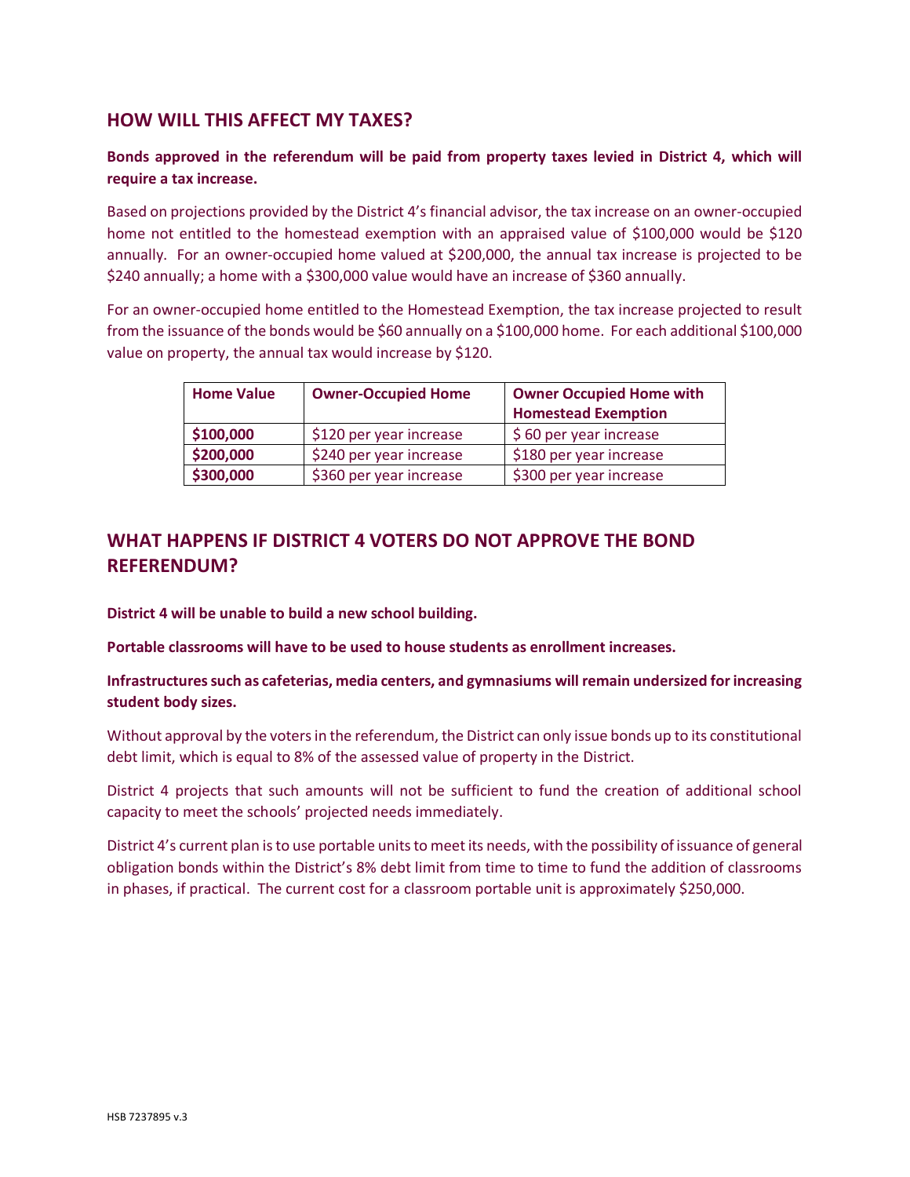## HOW WILL THIS AFFECT MY TAXES?

**Bonds approved in the referendum will be paid from property taxes levied in District 4, which will require a tax increase.**

Based on projections provided by the District 4's financial advisor, the tax increase on an owner-occupied home not entitled to the homestead exemption with an appraised value of $100,000 would be $120 annually. For an owner-occupied home valued at $200,000, the annual tax increase is projected to be $240 annually; a home with a $300,000 value would have an increase of $360 annually.

For an owner-occupied home entitled to the Homestead Exemption, the tax increase projected to result from the issuance of the bonds would be $60 annually on a $100,000 home. For each additional $100,000 value on property, the annual tax would increase by $120.

| Home Value | Owner-Occupied Home | Owner Occupied Home with Homestead Exemption |
|---|---|---|
| **$100,000** | $120 per year increase | $ 60 per year increase |
| **$200,000** | $240 per year increase | $180 per year increase |
| **$300,000** | $360 per year increase | $300 per year increase |

## WHAT HAPPENS IF DISTRICT 4 VOTERS DO NOT APPROVE THE BOND REFERENDUM?

**District 4 will be unable to build a new school building.**

**Portable classrooms will have to be used to house students as enrollment increases.**

**Infrastructures such as cafeterias, media centers, and gymnasiums will remain undersized for increasing student body sizes.**

Without approval by the voters in the referendum, the District can only issue bonds up to its constitutional debt limit, which is equal to 8% of the assessed value of property in the District.

District 4 projects that such amounts will not be sufficient to fund the creation of additional school capacity to meet the schools' projected needs immediately.

District 4's current plan is to use portable units to meet its needs, with the possibility of issuance of general obligation bonds within the District's 8% debt limit from time to time to fund the addition of classrooms in phases, if practical. The current cost for a classroom portable unit is approximately $250,000.

HSB 7237895 v.3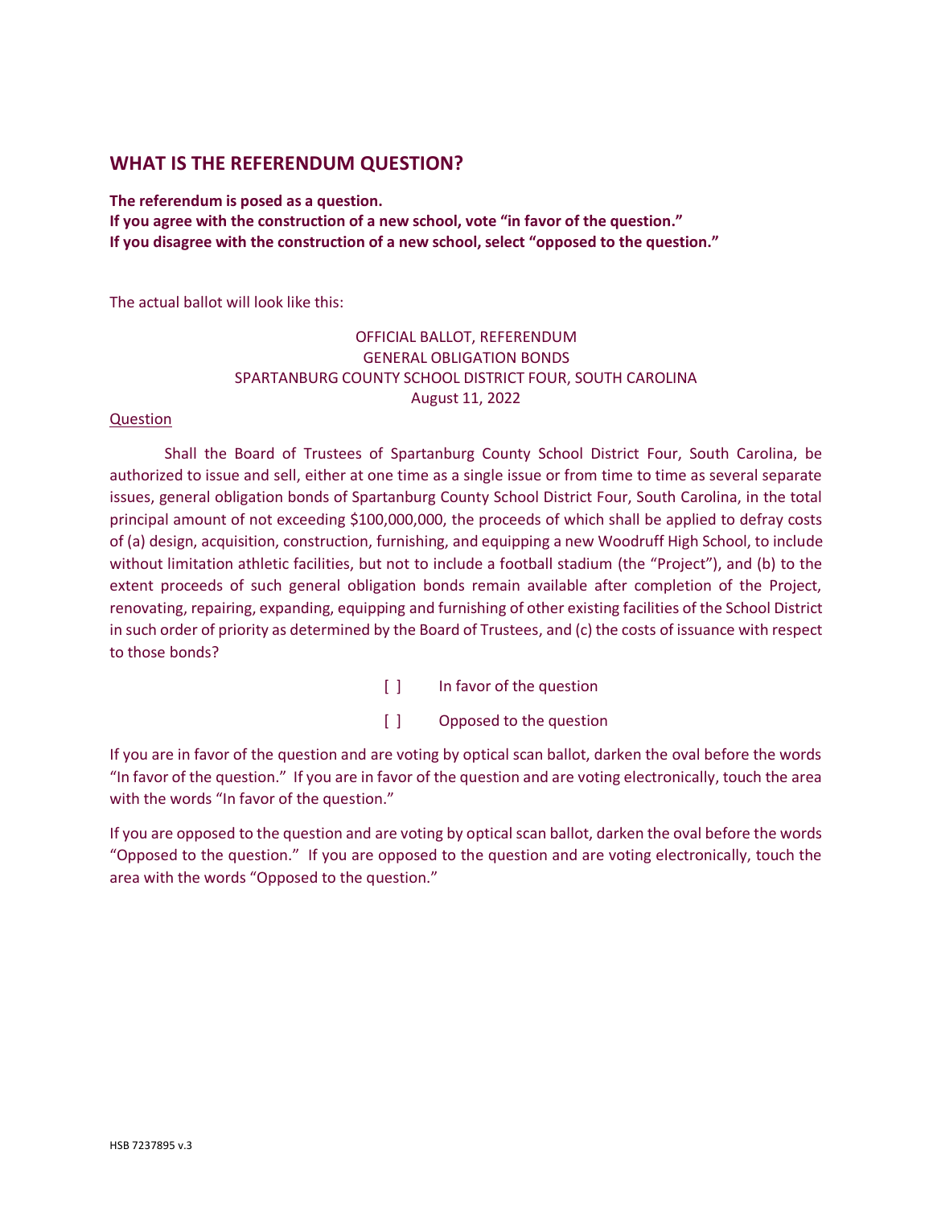## WHAT IS THE REFERENDUM QUESTION?

**The referendum is posed as a question.**
**If you agree with the construction of a new school, vote "in favor of the question."**
**If you disagree with the construction of a new school, select "opposed to the question."**

The actual ballot will look like this:

OFFICIAL BALLOT, REFERENDUM
GENERAL OBLIGATION BONDS
SPARTANBURG COUNTY SCHOOL DISTRICT FOUR, SOUTH CAROLINA
August 11, 2022

Question

Shall the Board of Trustees of Spartanburg County School District Four, South Carolina, be authorized to issue and sell, either at one time as a single issue or from time to time as several separate issues, general obligation bonds of Spartanburg County School District Four, South Carolina, in the total principal amount of not exceeding $100,000,000, the proceeds of which shall be applied to defray costs of (a) design, acquisition, construction, furnishing, and equipping a new Woodruff High School, to include without limitation athletic facilities, but not to include a football stadium (the "Project"), and (b) to the extent proceeds of such general obligation bonds remain available after completion of the Project, renovating, repairing, expanding, equipping and furnishing of other existing facilities of the School District in such order of priority as determined by the Board of Trustees, and (c) the costs of issuance with respect to those bonds?

[ ] In favor of the question

[ ] Opposed to the question

If you are in favor of the question and are voting by optical scan ballot, darken the oval before the words "In favor of the question." If you are in favor of the question and are voting electronically, touch the area with the words "In favor of the question."

If you are opposed to the question and are voting by optical scan ballot, darken the oval before the words "Opposed to the question." If you are opposed to the question and are voting electronically, touch the area with the words "Opposed to the question."

HSB 7237895 v.3